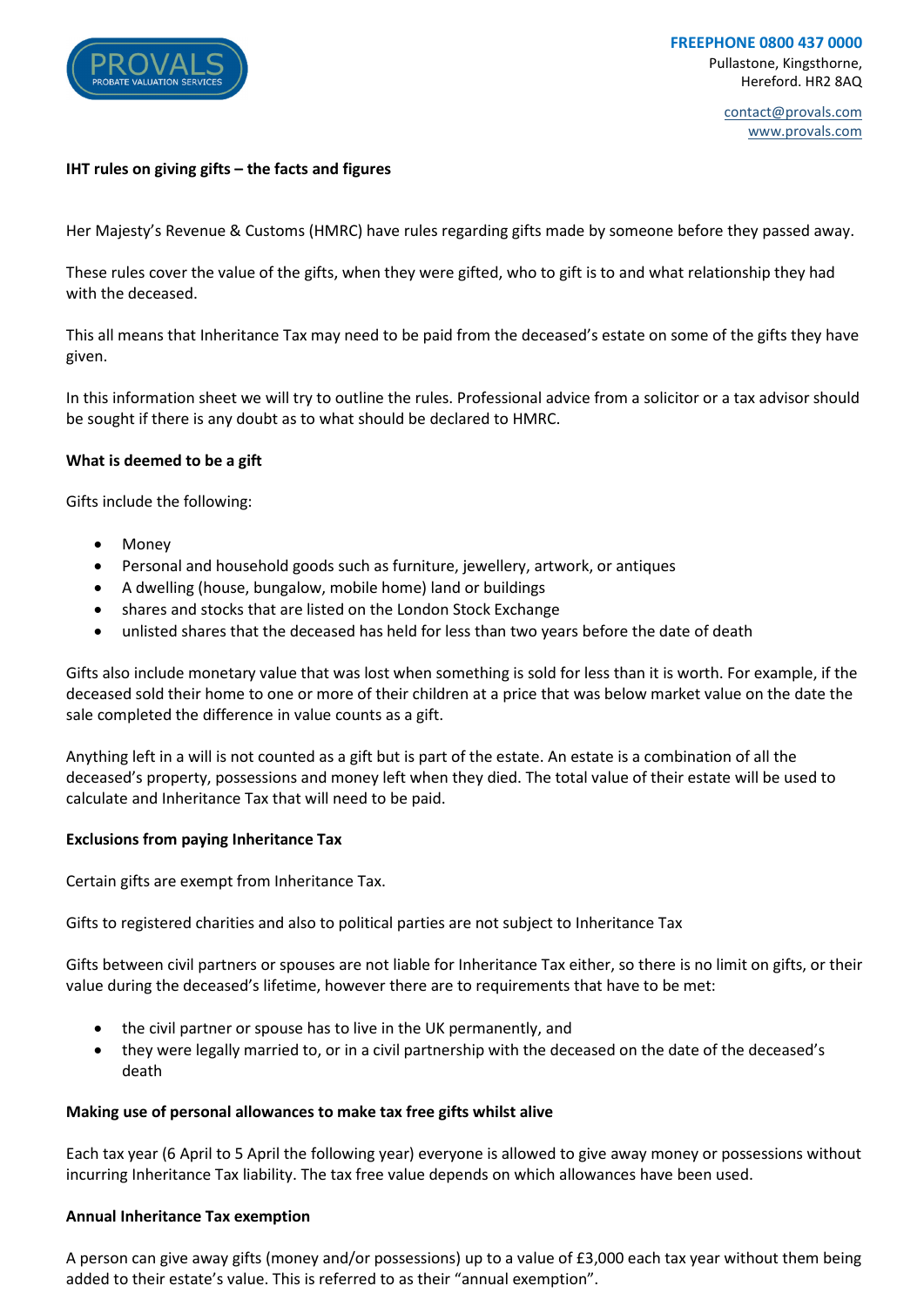PROVALS
PROBATE VALUATION SERVICES

**FREEPHONE 0800 437 0000**
Pullastone, Kingsthorne,
Hereford. HR2 8AQ

contact@provals.com
www.provals.com

**IHT rules on giving gifts – the facts and figures**

Her Majesty's Revenue & Customs (HMRC) have rules regarding gifts made by someone before they passed away.

These rules cover the value of the gifts, when they were gifted, who to gift is to and what relationship they had with the deceased.

This all means that Inheritance Tax may need to be paid from the deceased's estate on some of the gifts they have given.

In this information sheet we will try to outline the rules. Professional advice from a solicitor or a tax advisor should be sought if there is any doubt as to what should be declared to HMRC.

**What is deemed to be a gift**

Gifts include the following:

- Money
- Personal and household goods such as furniture, jewellery, artwork, or antiques
- A dwelling (house, bungalow, mobile home) land or buildings
- shares and stocks that are listed on the London Stock Exchange
- unlisted shares that the deceased has held for less than two years before the date of death

Gifts also include monetary value that was lost when something is sold for less than it is worth. For example, if the deceased sold their home to one or more of their children at a price that was below market value on the date the sale completed the difference in value counts as a gift.

Anything left in a will is not counted as a gift but is part of the estate. An estate is a combination of all the deceased's property, possessions and money left when they died. The total value of their estate will be used to calculate and Inheritance Tax that will need to be paid.

**Exclusions from paying Inheritance Tax**

Certain gifts are exempt from Inheritance Tax.

Gifts to registered charities and also to political parties are not subject to Inheritance Tax

Gifts between civil partners or spouses are not liable for Inheritance Tax either, so there is no limit on gifts, or their value during the deceased's lifetime, however there are to requirements that have to be met:

- the civil partner or spouse has to live in the UK permanently, and
- they were legally married to, or in a civil partnership with the deceased on the date of the deceased's death

**Making use of personal allowances to make tax free gifts whilst alive**

Each tax year (6 April to 5 April the following year) everyone is allowed to give away money or possessions without incurring Inheritance Tax liability. The tax free value depends on which allowances have been used.

**Annual Inheritance Tax exemption**

A person can give away gifts (money and/or possessions) up to a value of £3,000 each tax year without them being added to their estate's value. This is referred to as their "annual exemption".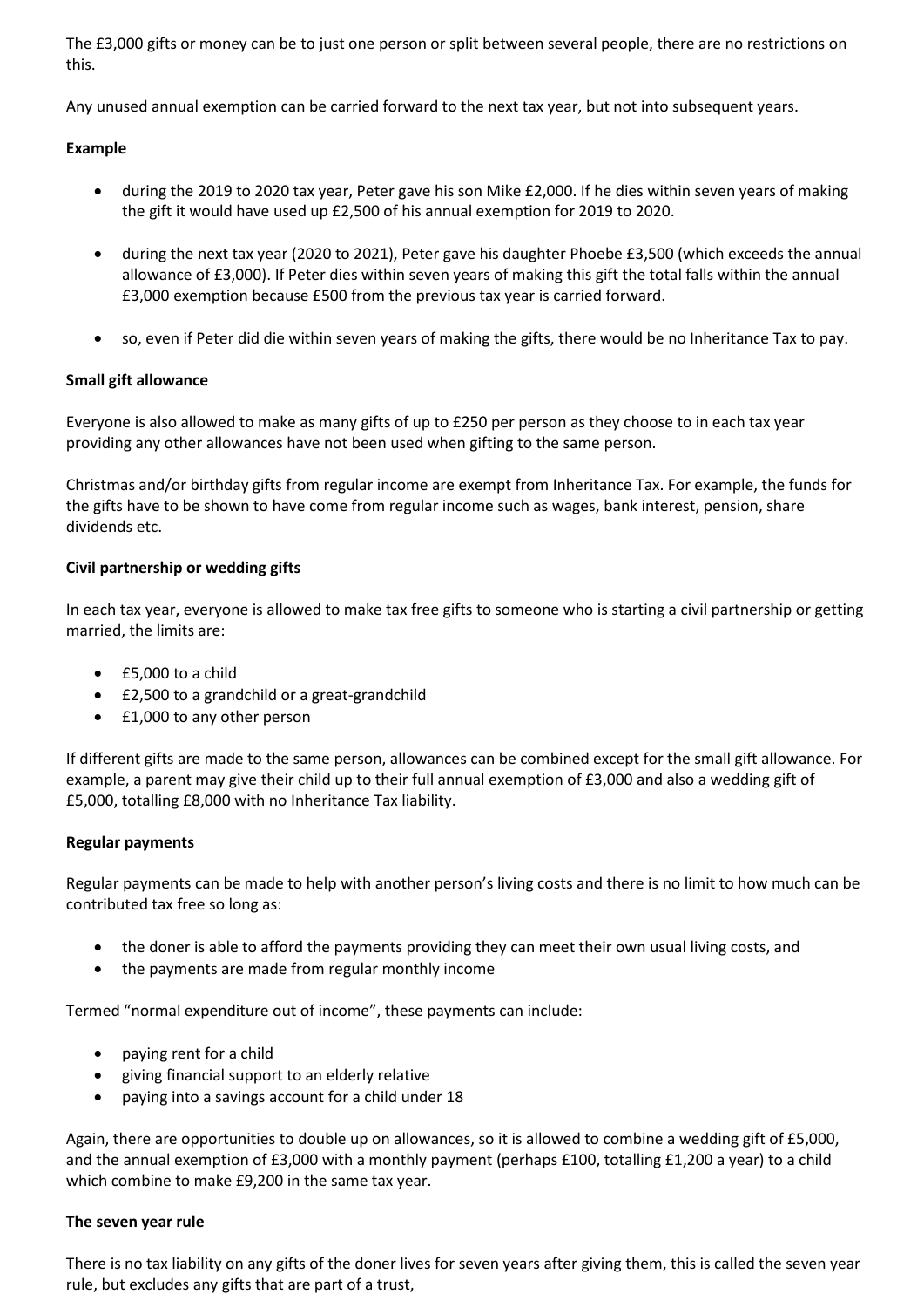The £3,000 gifts or money can be to just one person or split between several people, there are no restrictions on this.

Any unused annual exemption can be carried forward to the next tax year, but not into subsequent years.

**Example**

- during the 2019 to 2020 tax year, Peter gave his son Mike £2,000. If he dies within seven years of making the gift it would have used up £2,500 of his annual exemption for 2019 to 2020.
- during the next tax year (2020 to 2021), Peter gave his daughter Phoebe £3,500 (which exceeds the annual allowance of £3,000). If Peter dies within seven years of making this gift the total falls within the annual £3,000 exemption because £500 from the previous tax year is carried forward.
- so, even if Peter did die within seven years of making the gifts, there would be no Inheritance Tax to pay.

**Small gift allowance**

Everyone is also allowed to make as many gifts of up to £250 per person as they choose to in each tax year providing any other allowances have not been used when gifting to the same person.

Christmas and/or birthday gifts from regular income are exempt from Inheritance Tax. For example, the funds for the gifts have to be shown to have come from regular income such as wages, bank interest, pension, share dividends etc.

**Civil partnership or wedding gifts**

In each tax year, everyone is allowed to make tax free gifts to someone who is starting a civil partnership or getting married, the limits are:

- £5,000 to a child
- £2,500 to a grandchild or a great-grandchild
- £1,000 to any other person

If different gifts are made to the same person, allowances can be combined except for the small gift allowance. For example, a parent may give their child up to their full annual exemption of £3,000 and also a wedding gift of £5,000, totalling £8,000 with no Inheritance Tax liability.

**Regular payments**

Regular payments can be made to help with another person's living costs and there is no limit to how much can be contributed tax free so long as:

- the doner is able to afford the payments providing they can meet their own usual living costs, and
- the payments are made from regular monthly income

Termed "normal expenditure out of income", these payments can include:

- paying rent for a child
- giving financial support to an elderly relative
- paying into a savings account for a child under 18

Again, there are opportunities to double up on allowances, so it is allowed to combine a wedding gift of £5,000, and the annual exemption of £3,000 with a monthly payment (perhaps £100, totalling £1,200 a year) to a child which combine to make £9,200 in the same tax year.

**The seven year rule**

There is no tax liability on any gifts of the doner lives for seven years after giving them, this is called the seven year rule, but excludes any gifts that are part of a trust,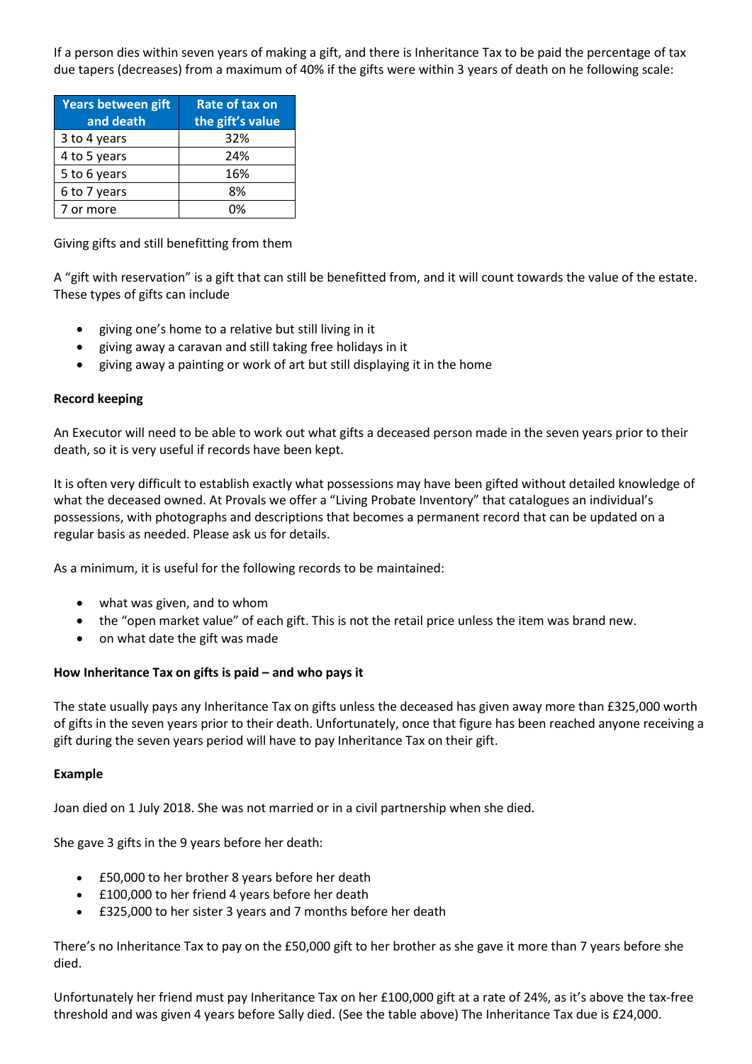If a person dies within seven years of making a gift, and there is Inheritance Tax to be paid the percentage of tax due tapers (decreases) from a maximum of 40% if the gifts were within 3 years of death on he following scale:

| Years between gift and death | Rate of tax on the gift's value |
|---|---|
| 3 to 4 years | 32% |
| 4 to 5 years | 24% |
| 5 to 6 years | 16% |
| 6 to 7 years | 8% |
| 7 or more | 0% |

Giving gifts and still benefitting from them

A "gift with reservation" is a gift that can still be benefitted from, and it will count towards the value of the estate. These types of gifts can include

- giving one's home to a relative but still living in it
- giving away a caravan and still taking free holidays in it
- giving away a painting or work of art but still displaying it in the home

**Record keeping**

An Executor will need to be able to work out what gifts a deceased person made in the seven years prior to their death, so it is very useful if records have been kept.

It is often very difficult to establish exactly what possessions may have been gifted without detailed knowledge of what the deceased owned. At Provals we offer a "Living Probate Inventory" that catalogues an individual's possessions, with photographs and descriptions that becomes a permanent record that can be updated on a regular basis as needed. Please ask us for details.

As a minimum, it is useful for the following records to be maintained:

- what was given, and to whom
- the "open market value" of each gift. This is not the retail price unless the item was brand new.
- on what date the gift was made

**How Inheritance Tax on gifts is paid – and who pays it**

The state usually pays any Inheritance Tax on gifts unless the deceased has given away more than £325,000 worth of gifts in the seven years prior to their death. Unfortunately, once that figure has been reached anyone receiving a gift during the seven years period will have to pay Inheritance Tax on their gift.

**Example**

Joan died on 1 July 2018. She was not married or in a civil partnership when she died.

She gave 3 gifts in the 9 years before her death:

- £50,000 to her brother 8 years before her death
- £100,000 to her friend 4 years before her death
- £325,000 to her sister 3 years and 7 months before her death

There's no Inheritance Tax to pay on the £50,000 gift to her brother as she gave it more than 7 years before she died.

Unfortunately her friend must pay Inheritance Tax on her £100,000 gift at a rate of 24%, as it's above the tax-free threshold and was given 4 years before Sally died. (See the table above) The Inheritance Tax due is £24,000.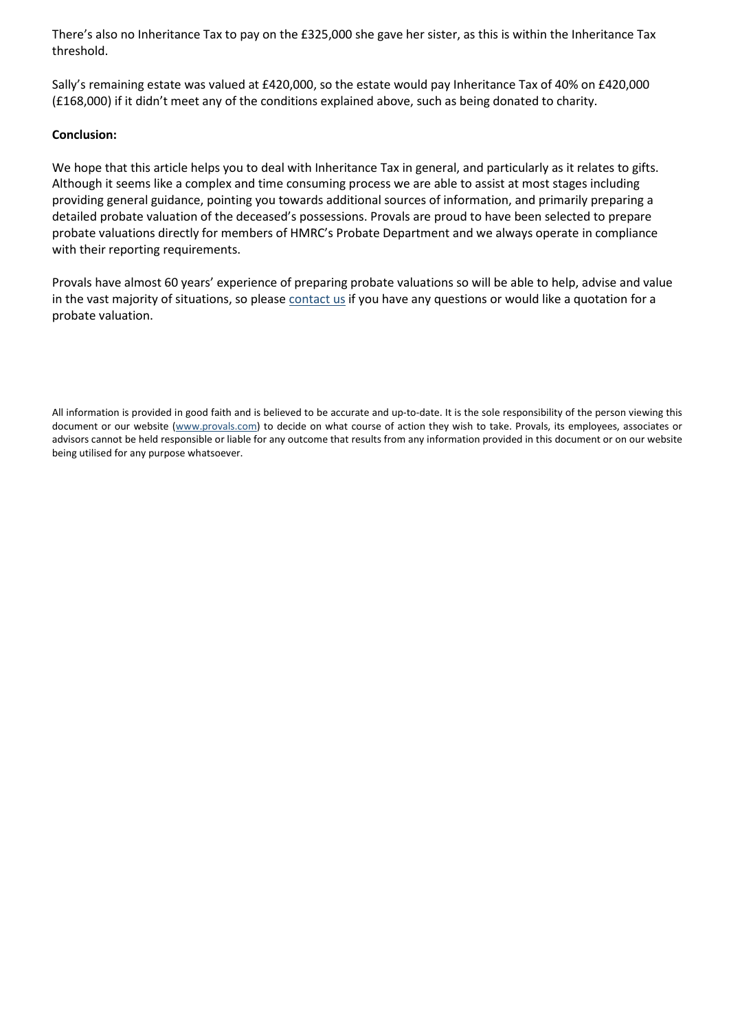There's also no Inheritance Tax to pay on the £325,000 she gave her sister, as this is within the Inheritance Tax threshold.

Sally's remaining estate was valued at £420,000, so the estate would pay Inheritance Tax of 40% on £420,000 (£168,000) if it didn't meet any of the conditions explained above, such as being donated to charity.

**Conclusion:**

We hope that this article helps you to deal with Inheritance Tax in general, and particularly as it relates to gifts. Although it seems like a complex and time consuming process we are able to assist at most stages including providing general guidance, pointing you towards additional sources of information, and primarily preparing a detailed probate valuation of the deceased's possessions. Provals are proud to have been selected to prepare probate valuations directly for members of HMRC's Probate Department and we always operate in compliance with their reporting requirements.

Provals have almost 60 years' experience of preparing probate valuations so will be able to help, advise and value in the vast majority of situations, so please contact us if you have any questions or would like a quotation for a probate valuation.

All information is provided in good faith and is believed to be accurate and up-to-date. It is the sole responsibility of the person viewing this document or our website (www.provals.com) to decide on what course of action they wish to take. Provals, its employees, associates or advisors cannot be held responsible or liable for any outcome that results from any information provided in this document or on our website being utilised for any purpose whatsoever.